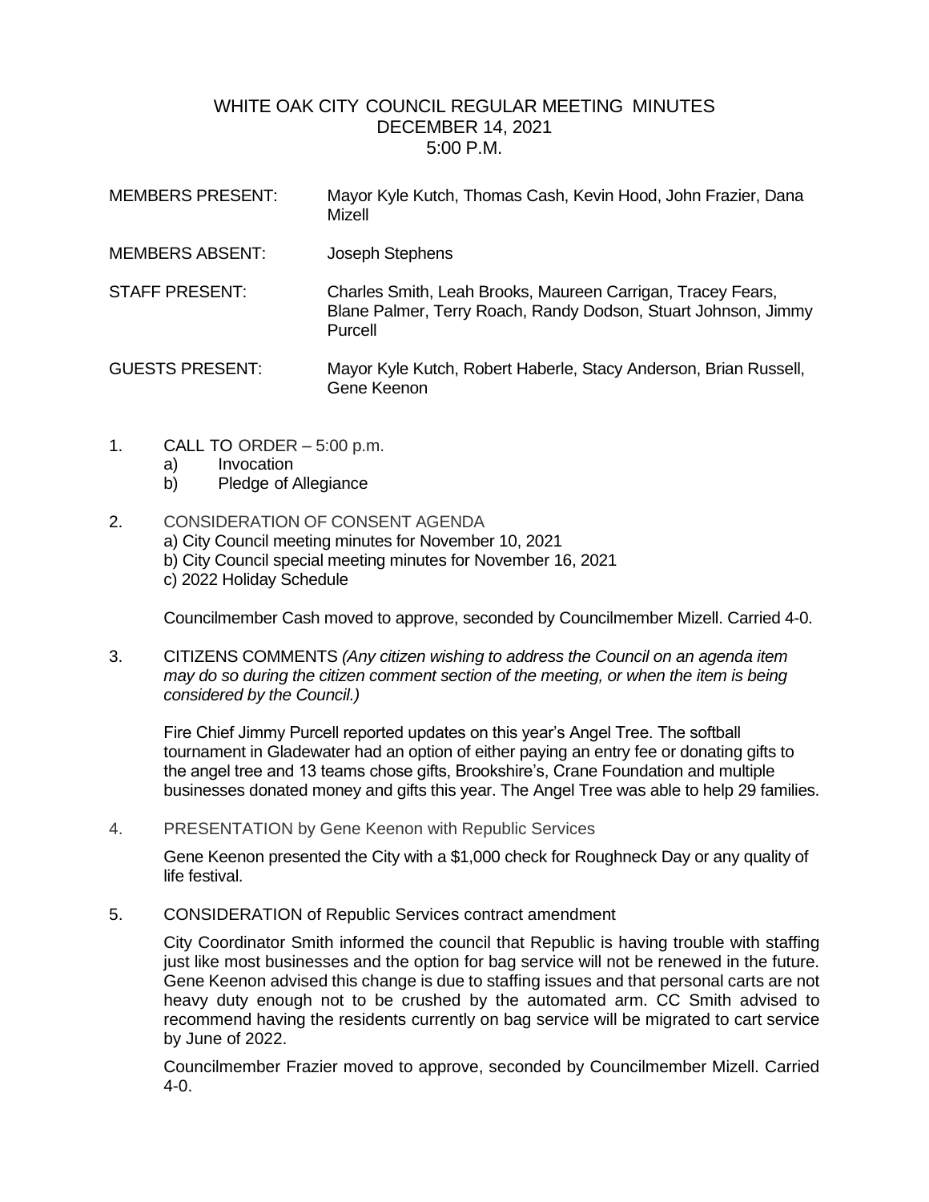# WHITE OAK CITY COUNCIL REGULAR MEETING MINUTES
## DECEMBER 14, 2021
## 5:00 P.M.

MEMBERS PRESENT: Mayor Kyle Kutch, Thomas Cash, Kevin Hood, John Frazier, Dana Mizell

MEMBERS ABSENT: Joseph Stephens

STAFF PRESENT: Charles Smith, Leah Brooks, Maureen Carrigan, Tracey Fears, Blane Palmer, Terry Roach, Randy Dodson, Stuart Johnson, Jimmy Purcell

GUESTS PRESENT: Mayor Kyle Kutch, Robert Haberle, Stacy Anderson, Brian Russell, Gene Keenon

1. CALL TO ORDER – 5:00 p.m.
   a) Invocation
   b) Pledge of Allegiance

2. CONSIDERATION OF CONSENT AGENDA
   a) City Council meeting minutes for November 10, 2021
   b) City Council special meeting minutes for November 16, 2021
   c) 2022 Holiday Schedule

   Councilmember Cash moved to approve, seconded by Councilmember Mizell. Carried 4-0.

3. CITIZENS COMMENTS *(Any citizen wishing to address the Council on an agenda item may do so during the citizen comment section of the meeting, or when the item is being considered by the Council.)*

   Fire Chief Jimmy Purcell reported updates on this year's Angel Tree. The softball tournament in Gladewater had an option of either paying an entry fee or donating gifts to the angel tree and 13 teams chose gifts, Brookshire's, Crane Foundation and multiple businesses donated money and gifts this year. The Angel Tree was able to help 29 families.

4. PRESENTATION by Gene Keenon with Republic Services

   Gene Keenon presented the City with a $1,000 check for Roughneck Day or any quality of life festival.

5. CONSIDERATION of Republic Services contract amendment

   City Coordinator Smith informed the council that Republic is having trouble with staffing just like most businesses and the option for bag service will not be renewed in the future. Gene Keenon advised this change is due to staffing issues and that personal carts are not heavy duty enough not to be crushed by the automated arm. CC Smith advised to recommend having the residents currently on bag service will be migrated to cart service by June of 2022.

   Councilmember Frazier moved to approve, seconded by Councilmember Mizell. Carried 4-0.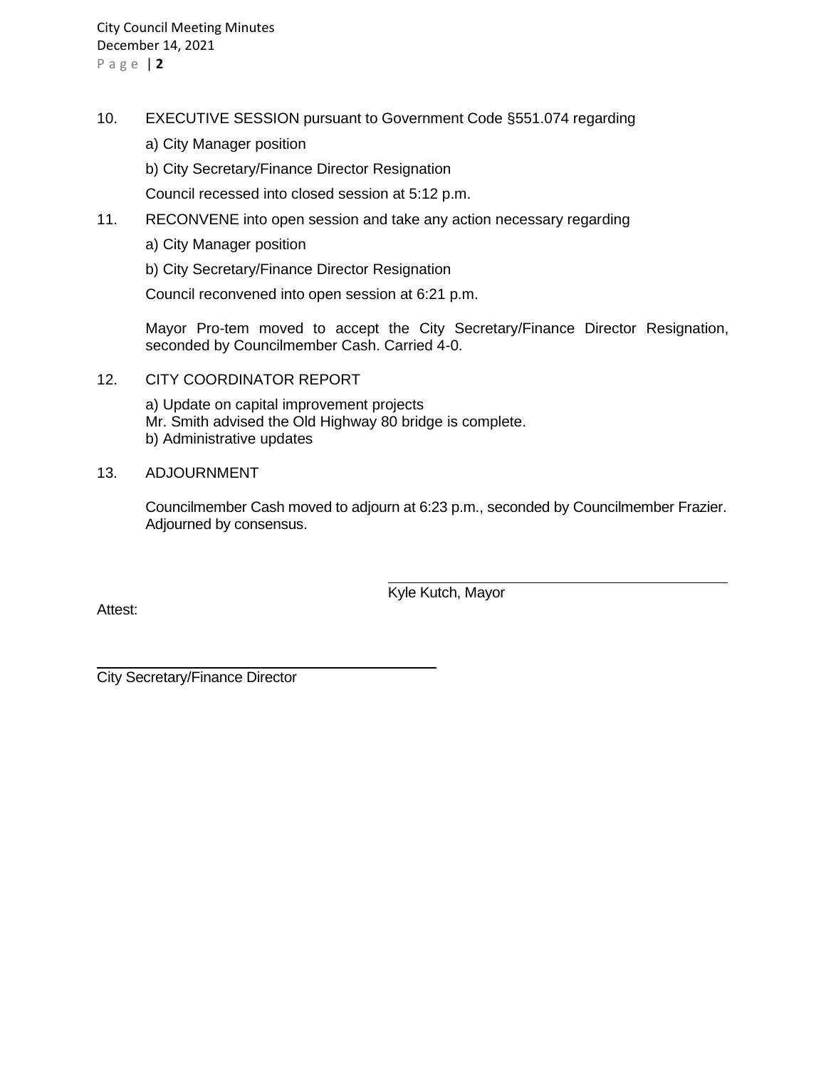10. EXECUTIVE SESSION pursuant to Government Code §551.074 regarding

    a) City Manager position

    b) City Secretary/Finance Director Resignation

    Council recessed into closed session at 5:12 p.m.

11. RECONVENE into open session and take any action necessary regarding

    a) City Manager position

    b) City Secretary/Finance Director Resignation

    Council reconvened into open session at 6:21 p.m.

    Mayor Pro-tem moved to accept the City Secretary/Finance Director Resignation, seconded by Councilmember Cash. Carried 4-0.

12. CITY COORDINATOR REPORT

    a) Update on capital improvement projects
    Mr. Smith advised the Old Highway 80 bridge is complete.
    b) Administrative updates

13. ADJOURNMENT

    Councilmember Cash moved to adjourn at 6:23 p.m., seconded by Councilmember Frazier. Adjourned by consensus.

\_\_\_\_\_\_\_\_\_\_\_\_\_\_\_\_\_\_\_\_\_\_\_\_\_\_\_\_\_\_\_\_\_\_\_\_\_\_\_\_
Kyle Kutch, Mayor

Attest:

\_\_\_\_\_\_\_\_\_\_\_\_\_\_\_\_\_\_\_\_\_\_\_\_\_\_\_\_\_\_\_\_\_\_\_\_\_\_\_\_
City Secretary/Finance Director